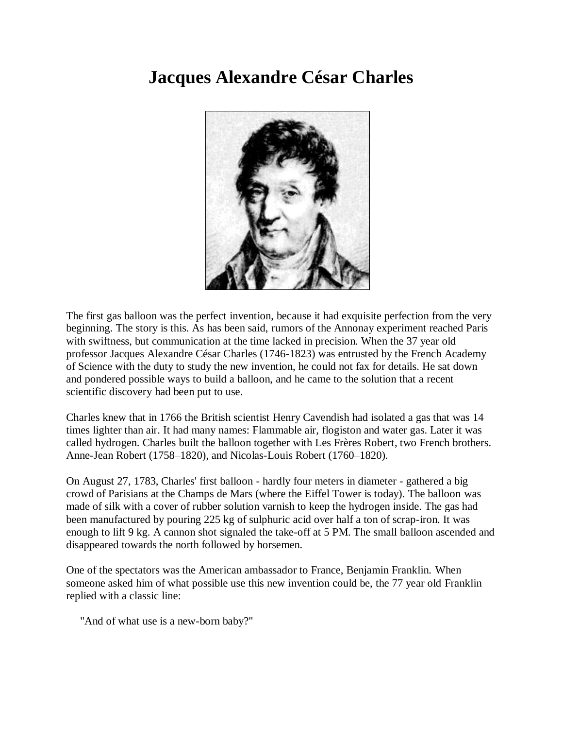# Jacques Alexandre César Charles

The first gas balloon was the perfect invention, because it had exquisite perfection from the very beginning. The story is this. As has been said, rumors of the Annonay experiment reached Paris with swiftness, but communication at the time lacked in precision. When the 37 year old professor Jacques Alexandre César Charles (1746-1823) was entrusted by the French Academy of Science with the duty to study the new invention, he could not fax for details. He sat down and pondered possible ways to build a balloon, and he came to the solution that a recent scientific discovery had been put to use.

Charles knew that in 1766 the British scientist Henry Cavendish had isolated a gas that was 14 times lighter than air. It had many names: Flammable air, flogiston and water gas. Later it was called hydrogen. Charles built the balloon together with Les Frères Robert, two French brothers. Anne-Jean Robert (1758–1820), and Nicolas-Louis Robert (1760–1820).

On August 27, 1783, Charles' first balloon - hardly four meters in diameter - gathered a big crowd of Parisians at the Champs de Mars (where the Eiffel Tower is today). The balloon was made of silk with a cover of rubber solution varnish to keep the hydrogen inside. The gas had been manufactured by pouring 225 kg of sulphuric acid over half a ton of scrap-iron. It was enough to lift 9 kg. A cannon shot signaled the take-off at 5 PM. The small balloon ascended and disappeared towards the north followed by horsemen.

One of the spectators was the American ambassador to France, Benjamin Franklin. When someone asked him of what possible use this new invention could be, the 77 year old Franklin replied with a classic line:

> "And of what use is a new-born baby?"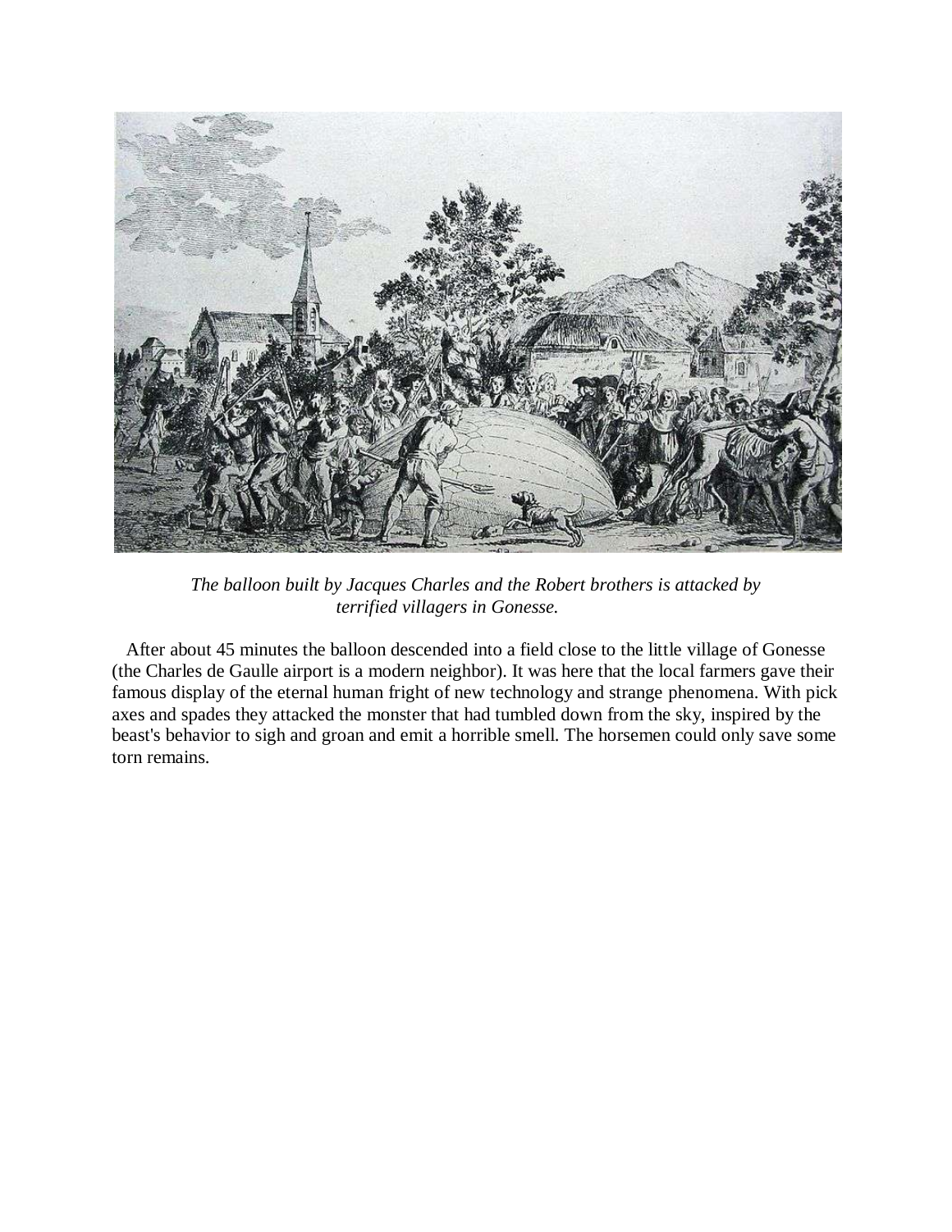*The balloon built by Jacques Charles and the Robert brothers is attacked by terrified villagers in Gonesse.*

After about 45 minutes the balloon descended into a field close to the little village of Gonesse (the Charles de Gaulle airport is a modern neighbor). It was here that the local farmers gave their famous display of the eternal human fright of new technology and strange phenomena. With pick axes and spades they attacked the monster that had tumbled down from the sky, inspired by the beast's behavior to sigh and groan and emit a horrible smell. The horsemen could only save some torn remains.